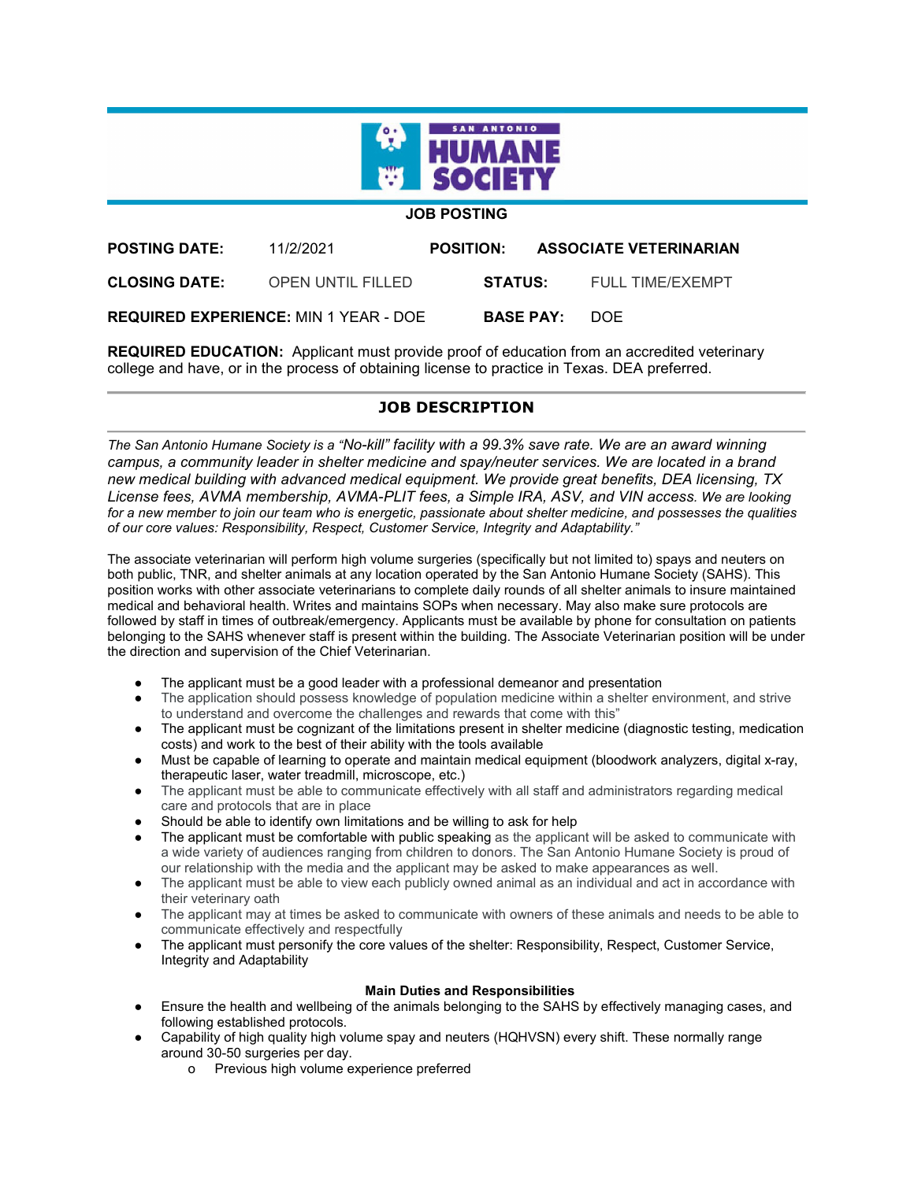# SAN ANTONIO HUMANE SOCIETY

## JOB POSTING

**POSTING DATE:** 11/2/2021 **POSITION:** **ASSOCIATE VETERINARIAN**

**CLOSING DATE:** OPEN UNTIL FILLED **STATUS:** FULL TIME/EXEMPT

**REQUIRED EXPERIENCE:** MIN 1 YEAR - DOE **BASE PAY:** DOE

**REQUIRED EDUCATION:** Applicant must provide proof of education from an accredited veterinary college and have, or in the process of obtaining license to practice in Texas. DEA preferred.

## JOB DESCRIPTION

*The San Antonio Humane Society is a "No-kill" facility with a 99.3% save rate. We are an award winning campus, a community leader in shelter medicine and spay/neuter services. We are located in a brand new medical building with advanced medical equipment. We provide great benefits, DEA licensing, TX License fees, AVMA membership, AVMA-PLIT fees, a Simple IRA, ASV, and VIN access. We are looking for a new member to join our team who is energetic, passionate about shelter medicine, and possesses the qualities of our core values: Responsibility, Respect, Customer Service, Integrity and Adaptability."*

The associate veterinarian will perform high volume surgeries (specifically but not limited to) spays and neuters on both public, TNR, and shelter animals at any location operated by the San Antonio Humane Society (SAHS). This position works with other associate veterinarians to complete daily rounds of all shelter animals to insure maintained medical and behavioral health. Writes and maintains SOPs when necessary. May also make sure protocols are followed by staff in times of outbreak/emergency. Applicants must be available by phone for consultation on patients belonging to the SAHS whenever staff is present within the building. The Associate Veterinarian position will be under the direction and supervision of the Chief Veterinarian.

- The applicant must be a good leader with a professional demeanor and presentation
- The application should possess knowledge of population medicine within a shelter environment, and strive to understand and overcome the challenges and rewards that come with this"
- The applicant must be cognizant of the limitations present in shelter medicine (diagnostic testing, medication costs) and work to the best of their ability with the tools available
- Must be capable of learning to operate and maintain medical equipment (bloodwork analyzers, digital x-ray, therapeutic laser, water treadmill, microscope, etc.)
- The applicant must be able to communicate effectively with all staff and administrators regarding medical care and protocols that are in place
- Should be able to identify own limitations and be willing to ask for help
- The applicant must be comfortable with public speaking as the applicant will be asked to communicate with a wide variety of audiences ranging from children to donors. The San Antonio Humane Society is proud of our relationship with the media and the applicant may be asked to make appearances as well.
- The applicant must be able to view each publicly owned animal as an individual and act in accordance with their veterinary oath
- The applicant may at times be asked to communicate with owners of these animals and needs to be able to communicate effectively and respectfully
- The applicant must personify the core values of the shelter: Responsibility, Respect, Customer Service, Integrity and Adaptability

### Main Duties and Responsibilities

- Ensure the health and wellbeing of the animals belonging to the SAHS by effectively managing cases, and following established protocols.
- Capability of high quality high volume spay and neuters (HQHVSN) every shift. These normally range around 30-50 surgeries per day.
  - Previous high volume experience preferred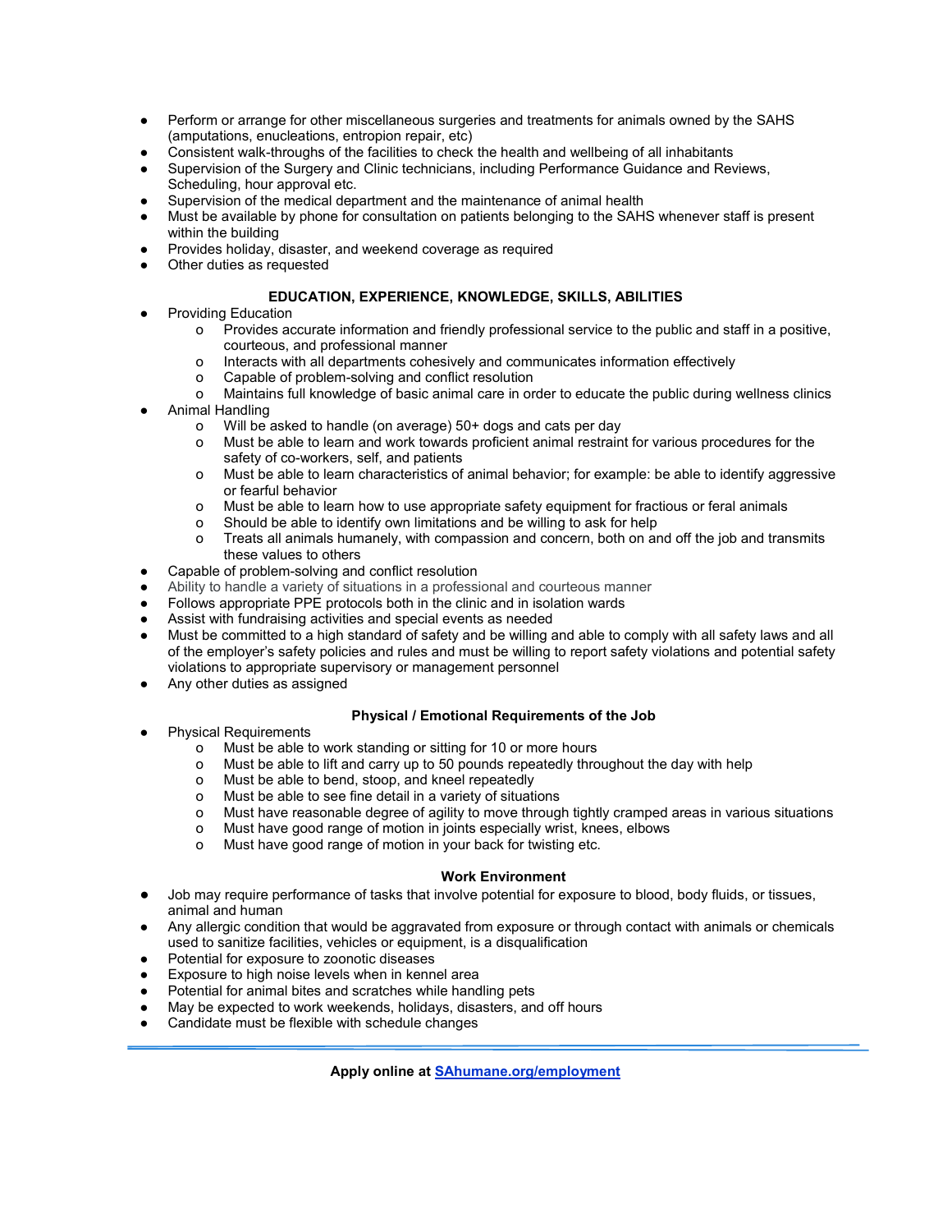- Perform or arrange for other miscellaneous surgeries and treatments for animals owned by the SAHS (amputations, enucleations, entropion repair, etc)
- Consistent walk-throughs of the facilities to check the health and wellbeing of all inhabitants
- Supervision of the Surgery and Clinic technicians, including Performance Guidance and Reviews, Scheduling, hour approval etc.
- Supervision of the medical department and the maintenance of animal health
- Must be available by phone for consultation on patients belonging to the SAHS whenever staff is present within the building
- Provides holiday, disaster, and weekend coverage as required
- Other duties as requested

**EDUCATION, EXPERIENCE, KNOWLEDGE, SKILLS, ABILITIES**

- Providing Education
    - Provides accurate information and friendly professional service to the public and staff in a positive, courteous, and professional manner
    - Interacts with all departments cohesively and communicates information effectively
    - Capable of problem-solving and conflict resolution
    - Maintains full knowledge of basic animal care in order to educate the public during wellness clinics
- Animal Handling
    - Will be asked to handle (on average) 50+ dogs and cats per day
    - Must be able to learn and work towards proficient animal restraint for various procedures for the safety of co-workers, self, and patients
    - Must be able to learn characteristics of animal behavior; for example: be able to identify aggressive or fearful behavior
    - Must be able to learn how to use appropriate safety equipment for fractious or feral animals
    - Should be able to identify own limitations and be willing to ask for help
    - Treats all animals humanely, with compassion and concern, both on and off the job and transmits these values to others
- Capable of problem-solving and conflict resolution
- Ability to handle a variety of situations in a professional and courteous manner
- Follows appropriate PPE protocols both in the clinic and in isolation wards
- Assist with fundraising activities and special events as needed
- Must be committed to a high standard of safety and be willing and able to comply with all safety laws and all of the employer's safety policies and rules and must be willing to report safety violations and potential safety violations to appropriate supervisory or management personnel
- Any other duties as assigned

**Physical / Emotional Requirements of the Job**

- Physical Requirements
    - Must be able to work standing or sitting for 10 or more hours
    - Must be able to lift and carry up to 50 pounds repeatedly throughout the day with help
    - Must be able to bend, stoop, and kneel repeatedly
    - Must be able to see fine detail in a variety of situations
    - Must have reasonable degree of agility to move through tightly cramped areas in various situations
    - Must have good range of motion in joints especially wrist, knees, elbows
    - Must have good range of motion in your back for twisting etc.

**Work Environment**

- Job may require performance of tasks that involve potential for exposure to blood, body fluids, or tissues, animal and human
- Any allergic condition that would be aggravated from exposure or through contact with animals or chemicals used to sanitize facilities, vehicles or equipment, is a disqualification
- Potential for exposure to zoonotic diseases
- Exposure to high noise levels when in kennel area
- Potential for animal bites and scratches while handling pets
- May be expected to work weekends, holidays, disasters, and off hours
- Candidate must be flexible with schedule changes

---

**Apply online at [SAhumane.org/employment](SAhumane.org/employment)**